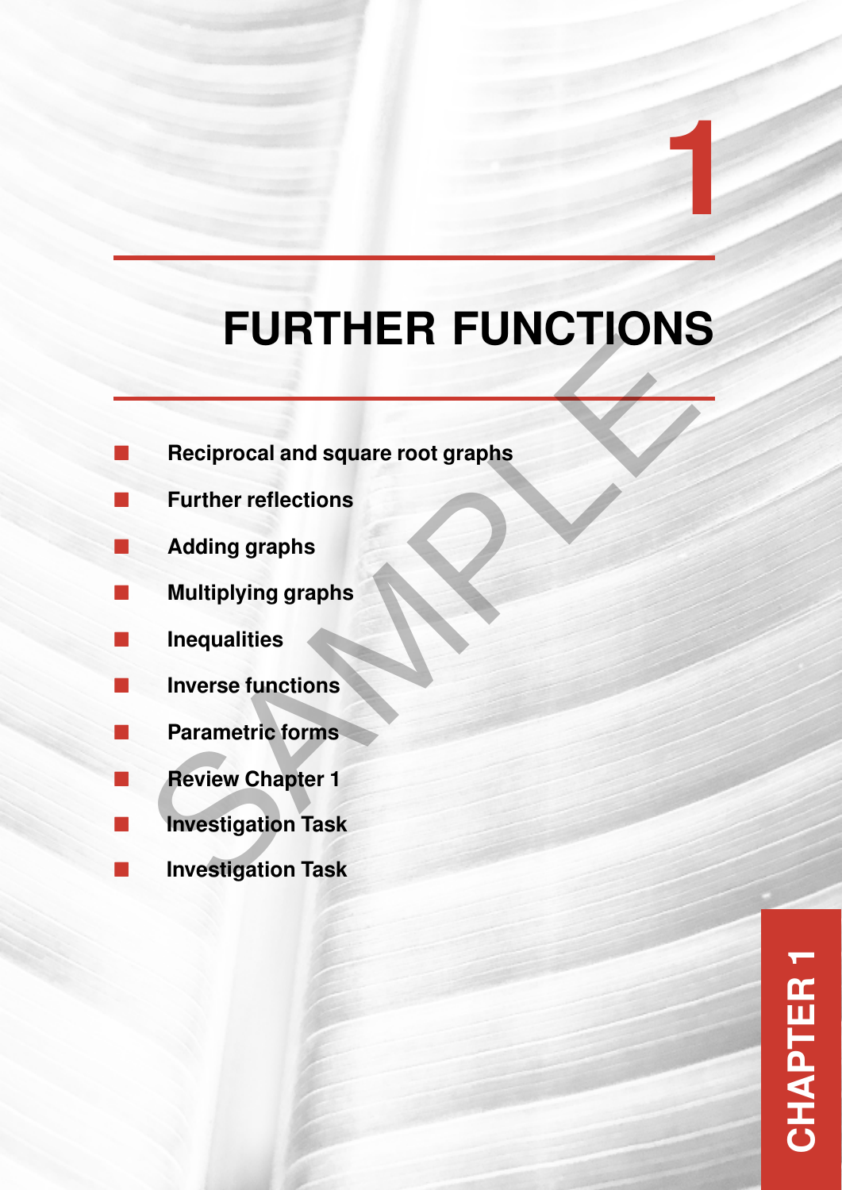# 1

# FURTHER FUNCTIONS

- Reciprocal and square root graphs
- Further reflections
- Adding graphs
- Multiplying graphs
- Inequalities
- Inverse functions
- Parametric forms
- Review Chapter 1
- Investigation Task
- Investigation Task

CHAPTER 1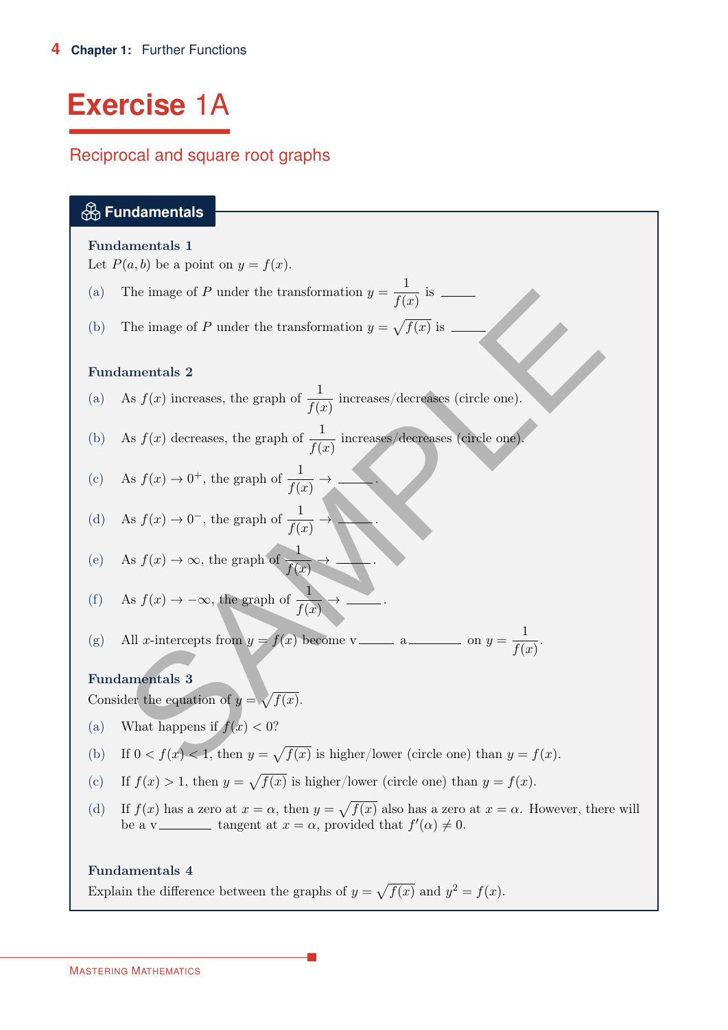# Exercise 1A

## Reciprocal and square root graphs

### Fundamentals

**Fundamentals 1**

Let $P(a, b)$ be a point on $y = f(x)$.

(a) The image of $P$ under the transformation $y = \dfrac{1}{f(x)}$ is ______

(b) The image of $P$ under the transformation $y = \sqrt{f(x)}$ is ______

**Fundamentals 2**

(a) As $f(x)$ increases, the graph of $\dfrac{1}{f(x)}$ increases/decreases (circle one).

(b) As $f(x)$ decreases, the graph of $\dfrac{1}{f(x)}$ increases/decreases (circle one).

(c) As $f(x) \to 0^+$, the graph of $\dfrac{1}{f(x)} \to$ ______.

(d) As $f(x) \to 0^-$, the graph of $\dfrac{1}{f(x)} \to$ ______.

(e) As $f(x) \to \infty$, the graph of $\dfrac{1}{f(x)} \to$ ______.

(f) As $f(x) \to -\infty$, the graph of $\dfrac{1}{f(x)} \to$ ______.

(g) All $x$-intercepts from $y = f(x)$ become v______ a______ on $y = \dfrac{1}{f(x)}$.

**Fundamentals 3**

Consider the equation of $y = \sqrt{f(x)}$.

(a) What happens if $f(x) < 0$?

(b) If $0 < f(x) < 1$, then $y = \sqrt{f(x)}$ is higher/lower (circle one) than $y = f(x)$.

(c) If $f(x) > 1$, then $y = \sqrt{f(x)}$ is higher/lower (circle one) than $y = f(x)$.

(d) If $f(x)$ has a zero at $x = \alpha$, then $y = \sqrt{f(x)}$ also has a zero at $x = \alpha$. However, there will be a v______ tangent at $x = \alpha$, provided that $f'(\alpha) \neq 0$.

**Fundamentals 4**

Explain the difference between the graphs of $y = \sqrt{f(x)}$ and $y^2 = f(x)$.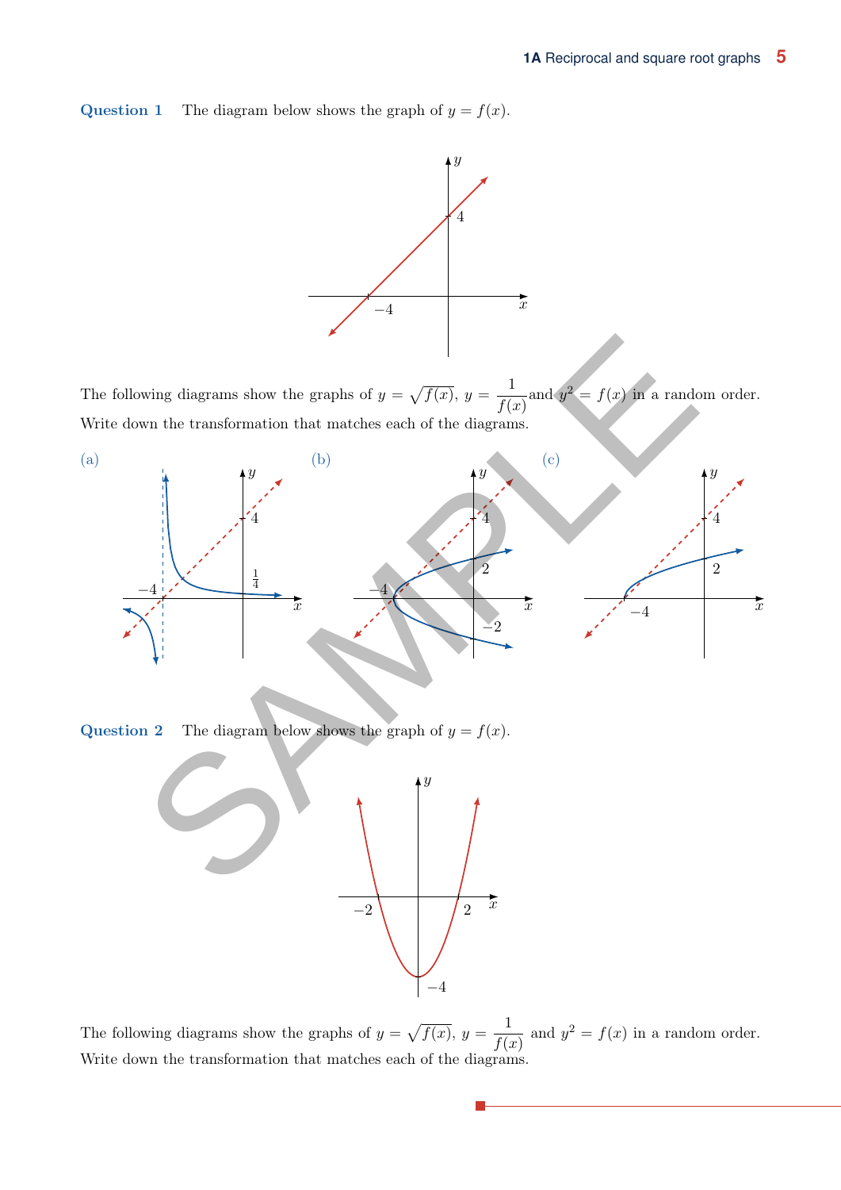**Question 1** The diagram below shows the graph of $y = f(x)$.

The following diagrams show the graphs of $y = \sqrt{f(x)}$, $y = \dfrac{1}{f(x)}$ and $y^2 = f(x)$ in a random order. Write down the transformation that matches each of the diagrams.

(a)

(b)

(c)

**Question 2** The diagram below shows the graph of $y = f(x)$.

The following diagrams show the graphs of $y = \sqrt{f(x)}$, $y = \dfrac{1}{f(x)}$ and $y^2 = f(x)$ in a random order. Write down the transformation that matches each of the diagrams.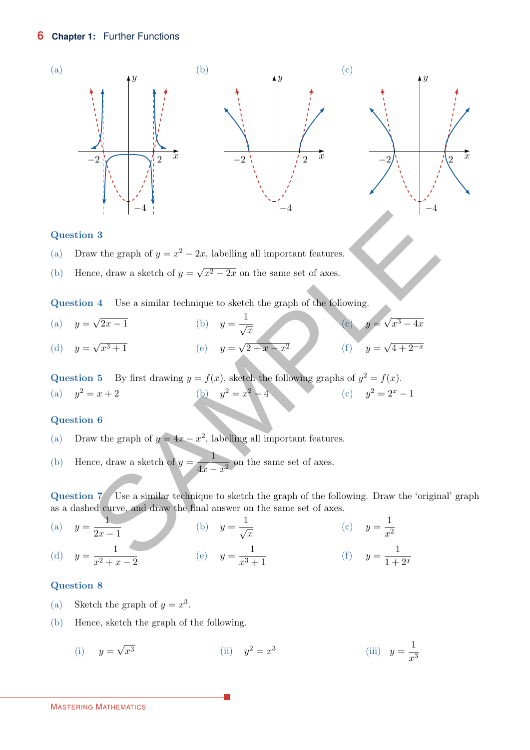(a)

(b)

(c)

### Question 3

(a) Draw the graph of $y = x^2 - 2x$, labelling all important features.

(b) Hence, draw a sketch of $y = \sqrt{x^2 - 2x}$ on the same set of axes.

### Question 4

Use a similar technique to sketch the graph of the following.

(a) $y = \sqrt{2x - 1}$

(b) $y = \dfrac{1}{\sqrt{x}}$

(c) $y = \sqrt{x^3 - 4x}$

(d) $y = \sqrt{x^3 + 1}$

(e) $y = \sqrt{2 + x - x^2}$

(f) $y = \sqrt{4 + 2^{-x}}$

### Question 5

By first drawing $y = f(x)$, sketch the following graphs of $y^2 = f(x)$.

(a) $y^2 = x + 2$

(b) $y^2 = x^2 - 4$

(c) $y^2 = 2^x - 1$

### Question 6

(a) Draw the graph of $y = 4x - x^2$, labelling all important features.

(b) Hence, draw a sketch of $y = \dfrac{1}{4x - x^2}$ on the same set of axes.

### Question 7

Use a similar technique to sketch the graph of the following. Draw the 'original' graph as a dashed curve, and draw the final answer on the same set of axes.

(a) $y = \dfrac{1}{2x - 1}$

(b) $y = \dfrac{1}{\sqrt{x}}$

(c) $y = \dfrac{1}{x^2}$

(d) $y = \dfrac{1}{x^2 + x - 2}$

(e) $y = \dfrac{1}{x^3 + 1}$

(f) $y = \dfrac{1}{1 + 2^x}$

### Question 8

(a) Sketch the graph of $y = x^3$.

(b) Hence, sketch the graph of the following.

(i) $y = \sqrt{x^3}$

(ii) $y^2 = x^3$

(iii) $y = \dfrac{1}{x^3}$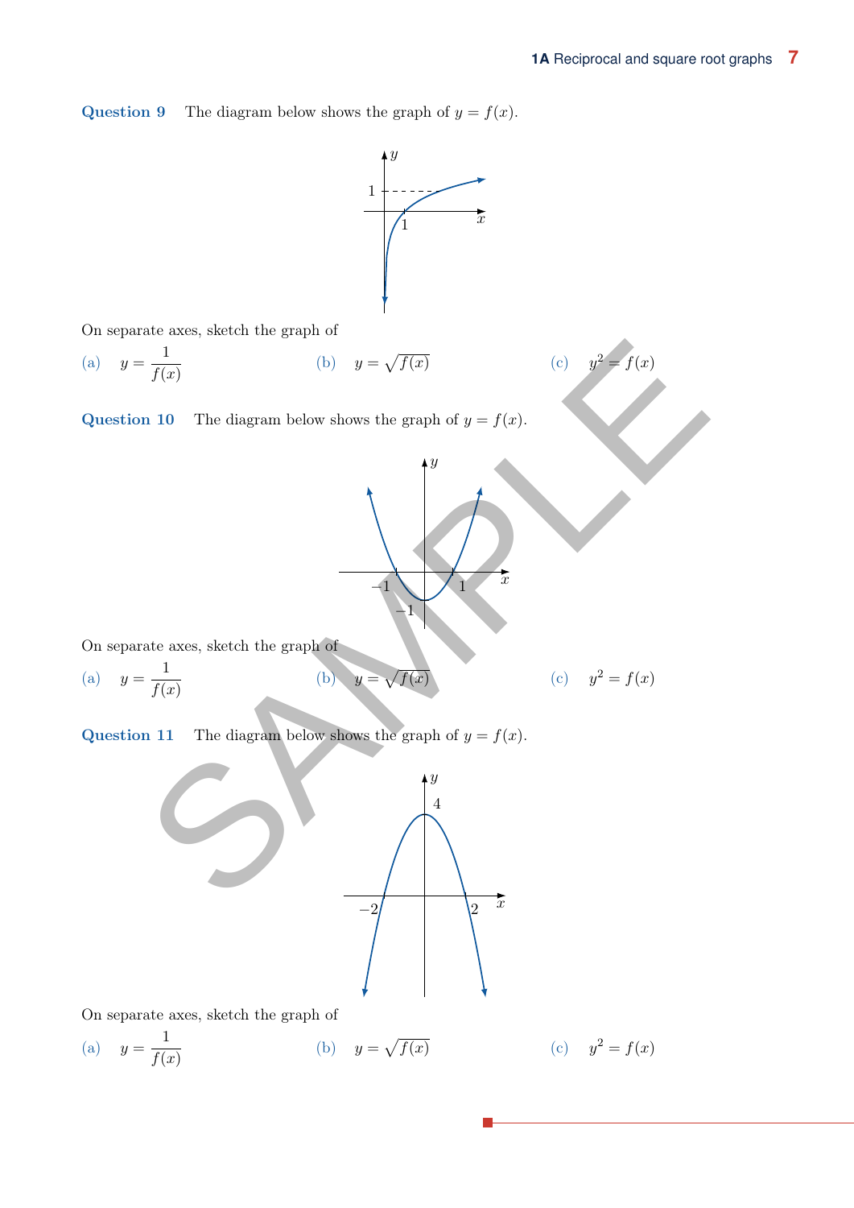**Question 9** The diagram below shows the graph of $y = f(x)$.

On separate axes, sketch the graph of

(a) $y = \dfrac{1}{f(x)}$ (b) $y = \sqrt{f(x)}$ (c) $y^2 = f(x)$

**Question 10** The diagram below shows the graph of $y = f(x)$.

On separate axes, sketch the graph of

(a) $y = \dfrac{1}{f(x)}$ (b) $y = \sqrt{f(x)}$ (c) $y^2 = f(x)$

**Question 11** The diagram below shows the graph of $y = f(x)$.

On separate axes, sketch the graph of

(a) $y = \dfrac{1}{f(x)}$ (b) $y = \sqrt{f(x)}$ (c) $y^2 = f(x)$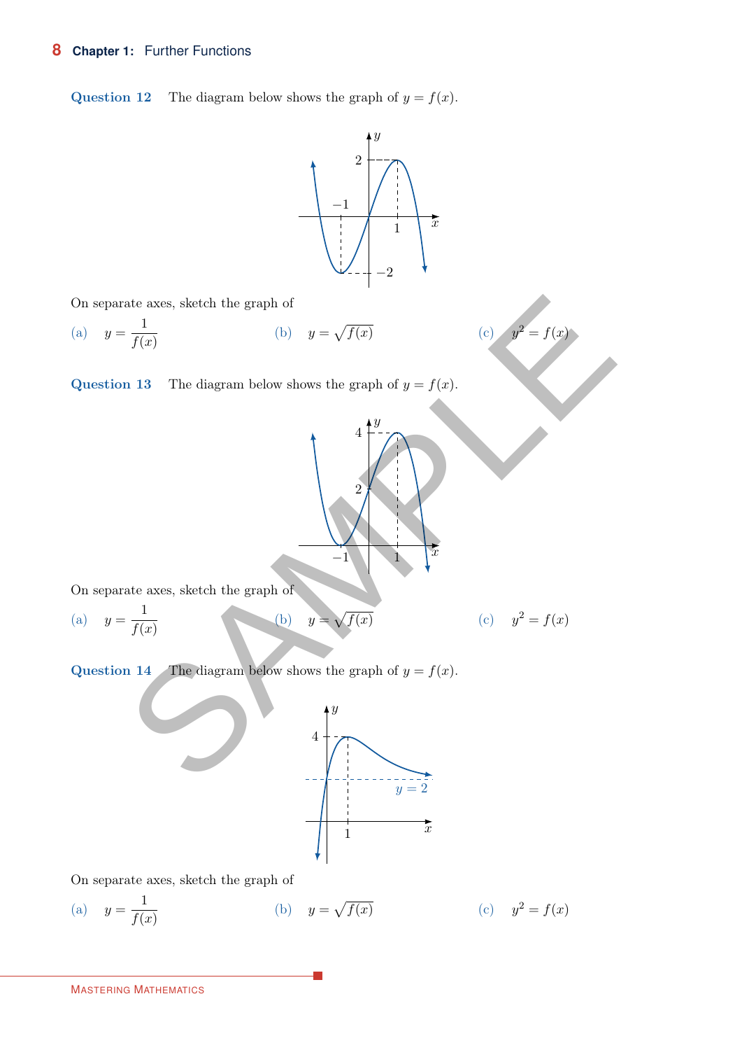**Question 12** The diagram below shows the graph of $y = f(x)$.

On separate axes, sketch the graph of

(a) $y = \dfrac{1}{f(x)}$ (b) $y = \sqrt{f(x)}$ (c) $y^2 = f(x)$

**Question 13** The diagram below shows the graph of $y = f(x)$.

On separate axes, sketch the graph of

(a) $y = \dfrac{1}{f(x)}$ (b) $y = \sqrt{f(x)}$ (c) $y^2 = f(x)$

**Question 14** The diagram below shows the graph of $y = f(x)$.

On separate axes, sketch the graph of

(a) $y = \dfrac{1}{f(x)}$ (b) $y = \sqrt{f(x)}$ (c) $y^2 = f(x)$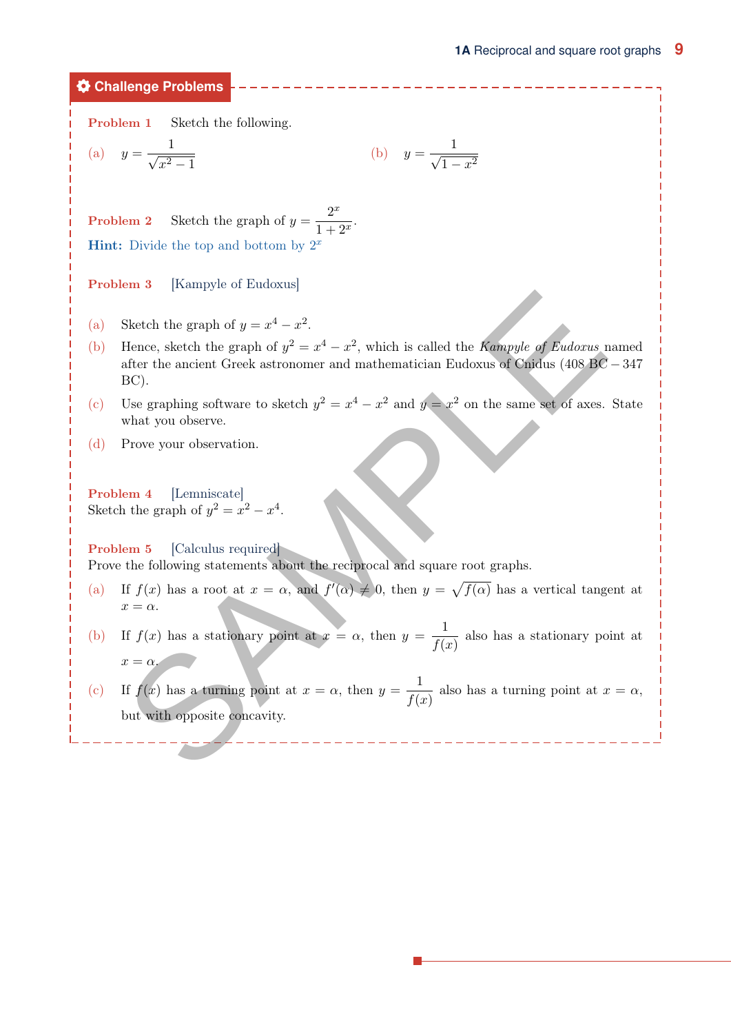## Challenge Problems

**Problem 1** Sketch the following.

(a) $y = \dfrac{1}{\sqrt{x^2 - 1}}$

(b) $y = \dfrac{1}{\sqrt{1 - x^2}}$

**Problem 2** Sketch the graph of $y = \dfrac{2^x}{1 + 2^x}$.

**Hint:** Divide the top and bottom by $2^x$

**Problem 3** [Kampyle of Eudoxus]

(a) Sketch the graph of $y = x^4 - x^2$.

(b) Hence, sketch the graph of $y^2 = x^4 - x^2$, which is called the *Kampyle of Eudoxus* named after the ancient Greek astronomer and mathematician Eudoxus of Cnidus (408 BC – 347 BC).

(c) Use graphing software to sketch $y^2 = x^4 - x^2$ and $y = x^2$ on the same set of axes. State what you observe.

(d) Prove your observation.

**Problem 4** [Lemniscate]

Sketch the graph of $y^2 = x^2 - x^4$.

**Problem 5** [Calculus required]

Prove the following statements about the reciprocal and square root graphs.

(a) If $f(x)$ has a root at $x = \alpha$, and $f'(\alpha) \neq 0$, then $y = \sqrt{f(\alpha)}$ has a vertical tangent at $x = \alpha$.

(b) If $f(x)$ has a stationary point at $x = \alpha$, then $y = \dfrac{1}{f(x)}$ also has a stationary point at $x = \alpha$.

(c) If $f(x)$ has a turning point at $x = \alpha$, then $y = \dfrac{1}{f(x)}$ also has a turning point at $x = \alpha$, but with opposite concavity.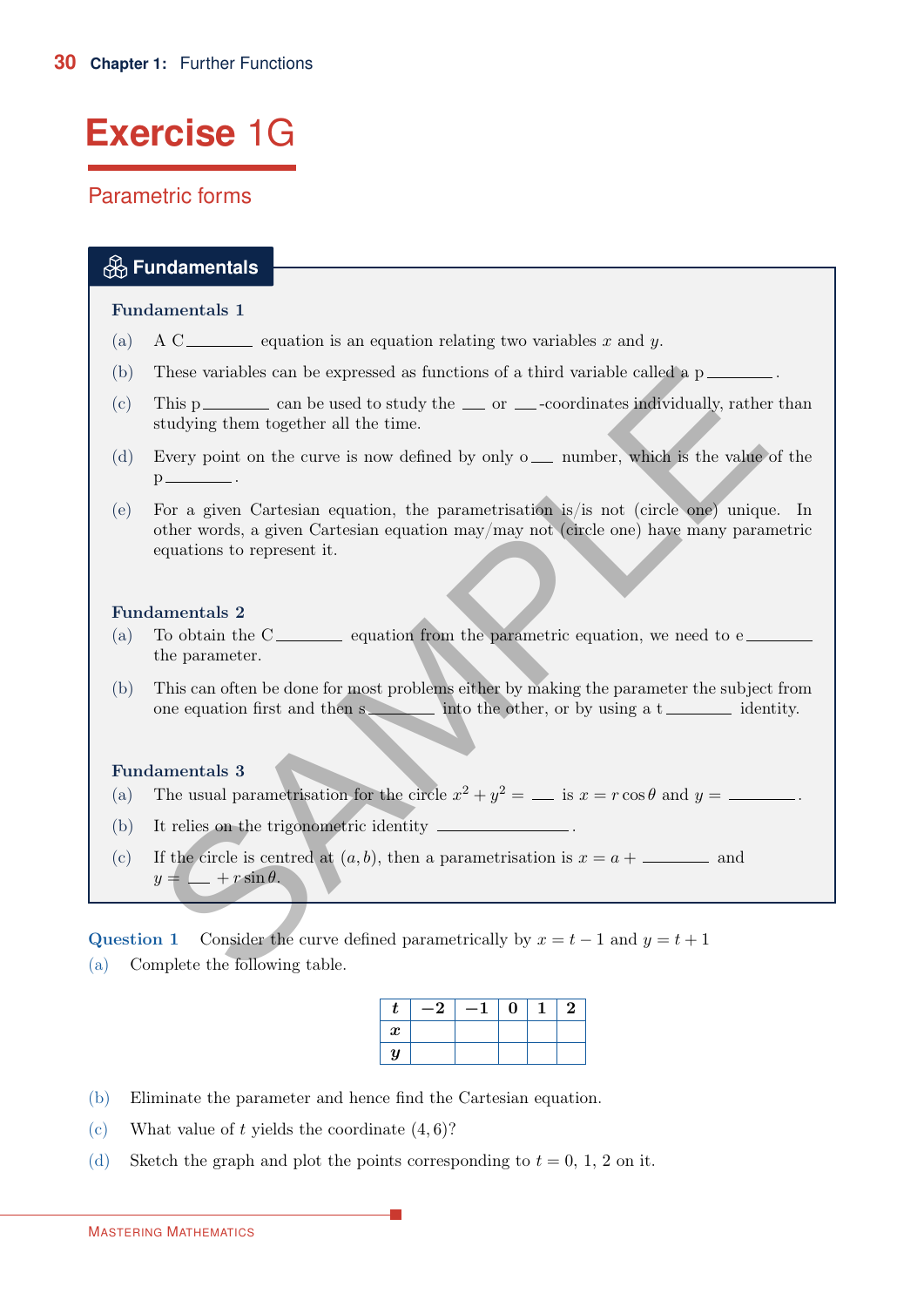# Exercise 1G

## Parametric forms

### Fundamentals

**Fundamentals 1**

(a) A C\_\_\_\_\_\_\_\_ equation is an equation relating two variables $x$ and $y$.

(b) These variables can be expressed as functions of a third variable called a p\_\_\_\_\_\_\_\_.

(c) This p\_\_\_\_\_\_\_\_ can be used to study the \_\_\_ or \_\_\_-coordinates individually, rather than studying them together all the time.

(d) Every point on the curve is now defined by only o\_\_\_ number, which is the value of the p\_\_\_\_\_\_\_\_.

(e) For a given Cartesian equation, the parametrisation is/is not (circle one) unique. In other words, a given Cartesian equation may/may not (circle one) have many parametric equations to represent it.

**Fundamentals 2**

(a) To obtain the C\_\_\_\_\_\_\_\_ equation from the parametric equation, we need to e\_\_\_\_\_\_\_\_ the parameter.

(b) This can often be done for most problems either by making the parameter the subject from one equation first and then s\_\_\_\_\_\_\_\_ into the other, or by using a t\_\_\_\_\_\_\_\_ identity.

**Fundamentals 3**

(a) The usual parametrisation for the circle $x^2 + y^2 =$ \_\_\_ is $x = r\cos\theta$ and $y =$ \_\_\_\_\_\_\_\_.

(b) It relies on the trigonometric identity \_\_\_\_\_\_\_\_\_\_\_\_\_\_\_\_.

(c) If the circle is centred at $(a, b)$, then a parametrisation is $x = a +$ \_\_\_\_\_\_\_\_ and $y =$ \_\_\_ $+ r\sin\theta$.

**Question 1** Consider the curve defined parametrically by $x = t - 1$ and $y = t + 1$

(a) Complete the following table.

| $t$ | $-2$ | $-1$ | $0$ | $1$ | $2$ |
|---|---|---|---|---|---|
| $x$ | | | | | |
| $y$ | | | | | |

(b) Eliminate the parameter and hence find the Cartesian equation.

(c) What value of $t$ yields the coordinate $(4, 6)$?

(d) Sketch the graph and plot the points corresponding to $t = 0$, 1, 2 on it.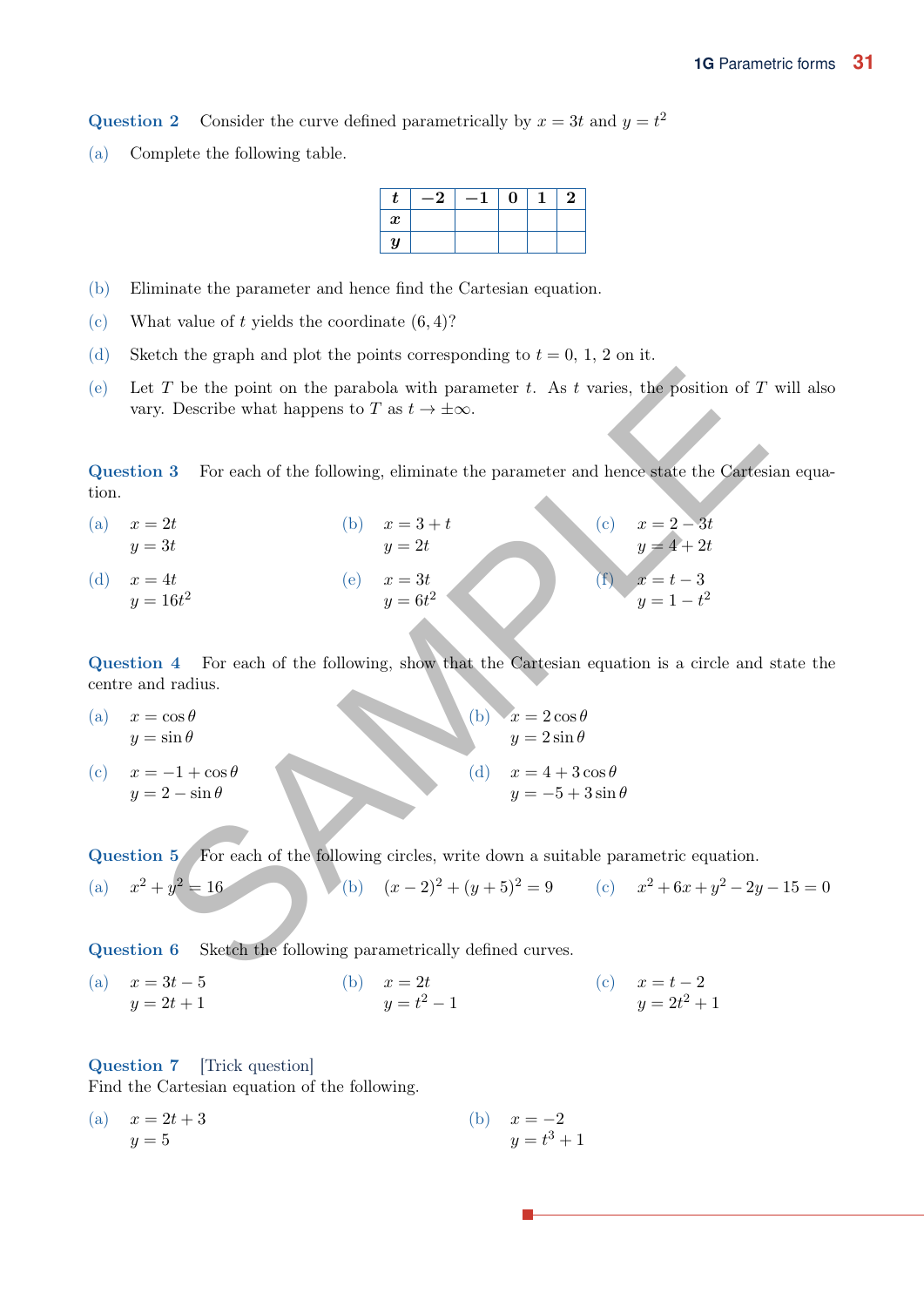**Question 2** Consider the curve defined parametrically by $x = 3t$ and $y = t^2$

(a) Complete the following table.

| $t$ | $-2$ | $-1$ | $0$ | $1$ | $2$ |
|---|---|---|---|---|---|
| $x$ | | | | | |
| $y$ | | | | | |

(b) Eliminate the parameter and hence find the Cartesian equation.

(c) What value of $t$ yields the coordinate $(6, 4)$?

(d) Sketch the graph and plot the points corresponding to $t = 0$, 1, 2 on it.

(e) Let $T$ be the point on the parabola with parameter $t$. As $t$ varies, the position of $T$ will also vary. Describe what happens to $T$ as $t \to \pm\infty$.

**Question 3** For each of the following, eliminate the parameter and hence state the Cartesian equation.

(a) $x = 2t$, $y = 3t$

(b) $x = 3 + t$, $y = 2t$

(c) $x = 2 - 3t$, $y = 4 + 2t$

(d) $x = 4t$, $y = 16t^2$

(e) $x = 3t$, $y = 6t^2$

(f) $x = t - 3$, $y = 1 - t^2$

**Question 4** For each of the following, show that the Cartesian equation is a circle and state the centre and radius.

(a) $x = \cos\theta$, $y = \sin\theta$

(b) $x = 2\cos\theta$, $y = 2\sin\theta$

(c) $x = -1 + \cos\theta$, $y = 2 - \sin\theta$

(d) $x = 4 + 3\cos\theta$, $y = -5 + 3\sin\theta$

**Question 5** For each of the following circles, write down a suitable parametric equation.

(a) $x^2 + y^2 = 16$

(b) $(x - 2)^2 + (y + 5)^2 = 9$

(c) $x^2 + 6x + y^2 - 2y - 15 = 0$

**Question 6** Sketch the following parametrically defined curves.

(a) $x = 3t - 5$, $y = 2t + 1$

(b) $x = 2t$, $y = t^2 - 1$

(c) $x = t - 2$, $y = 2t^2 + 1$

**Question 7** [Trick question]
Find the Cartesian equation of the following.

(a) $x = 2t + 3$, $y = 5$

(b) $x = -2$, $y = t^3 + 1$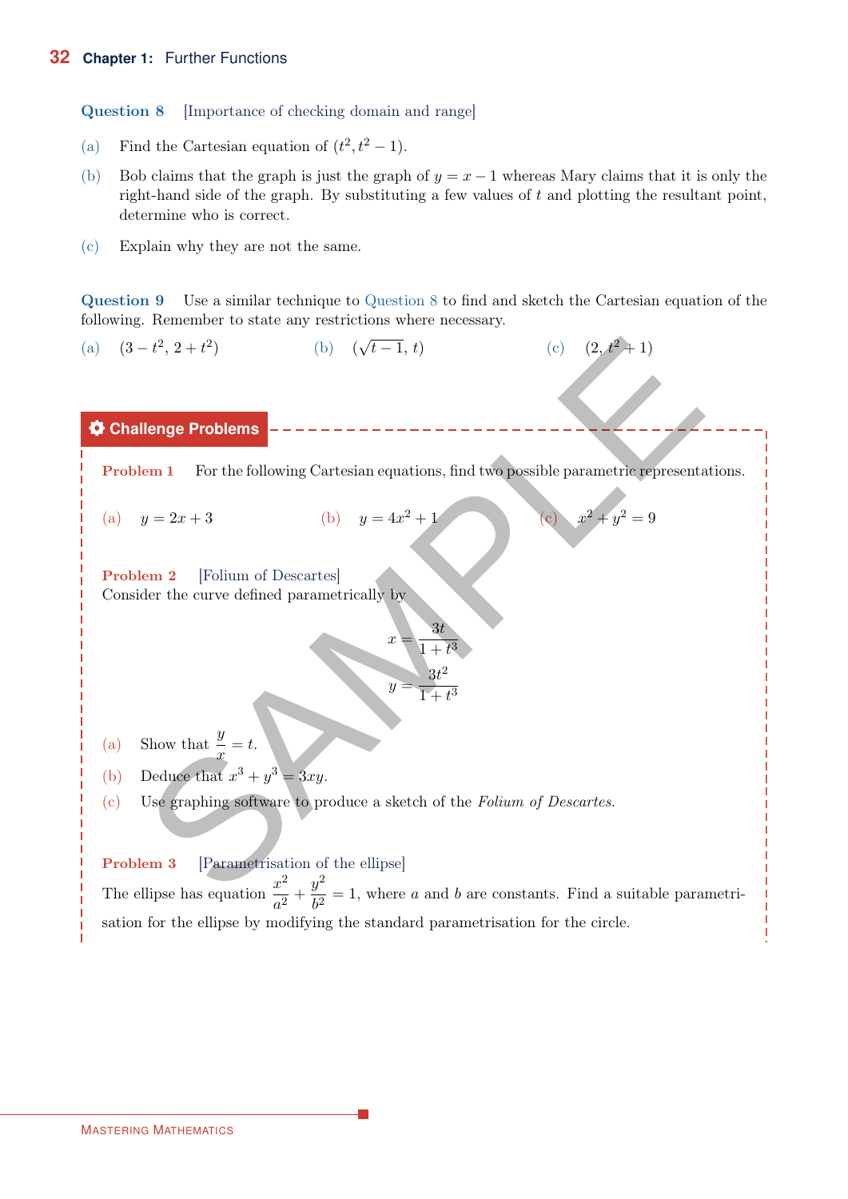**Question 8** [Importance of checking domain and range]

(a) Find the Cartesian equation of $(t^2, t^2 - 1)$.

(b) Bob claims that the graph is just the graph of $y = x - 1$ whereas Mary claims that it is only the right-hand side of the graph. By substituting a few values of $t$ and plotting the resultant point, determine who is correct.

(c) Explain why they are not the same.

**Question 9** Use a similar technique to Question 8 to find and sketch the Cartesian equation of the following. Remember to state any restrictions where necessary.

(a) $(3 - t^2, 2 + t^2)$ (b) $(\sqrt{t-1}, t)$ (c) $(2, t^2 + 1)$

## Challenge Problems

**Problem 1** For the following Cartesian equations, find two possible parametric representations.

(a) $y = 2x + 3$ (b) $y = 4x^2 + 1$ (c) $x^2 + y^2 = 9$

**Problem 2** [Folium of Descartes]
Consider the curve defined parametrically by

$$x = \frac{3t}{1+t^3}$$

$$y = \frac{3t^2}{1+t^3}$$

(a) Show that $\frac{y}{x} = t$.

(b) Deduce that $x^3 + y^3 = 3xy$.

(c) Use graphing software to produce a sketch of the *Folium of Descartes*.

**Problem 3** [Parametrisation of the ellipse]
The ellipse has equation $\frac{x^2}{a^2} + \frac{y^2}{b^2} = 1$, where $a$ and $b$ are constants. Find a suitable parametrisation for the ellipse by modifying the standard parametrisation for the circle.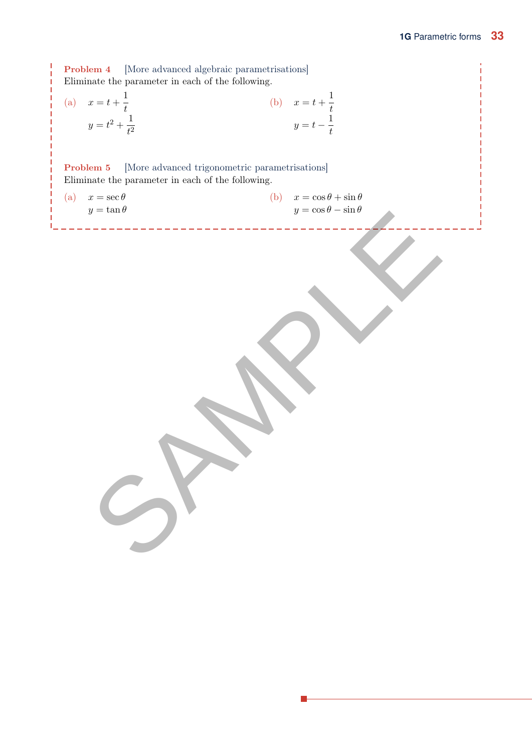**Problem 4** [More advanced algebraic parametrisations]
Eliminate the parameter in each of the following.

(a) $x = t + \dfrac{1}{t}$

$y = t^2 + \dfrac{1}{t^2}$

(b) $x = t + \dfrac{1}{t}$

$y = t - \dfrac{1}{t}$

**Problem 5** [More advanced trigonometric parametrisations]
Eliminate the parameter in each of the following.

(a) $x = \sec\theta$

$y = \tan\theta$

(b) $x = \cos\theta + \sin\theta$

$y = \cos\theta - \sin\theta$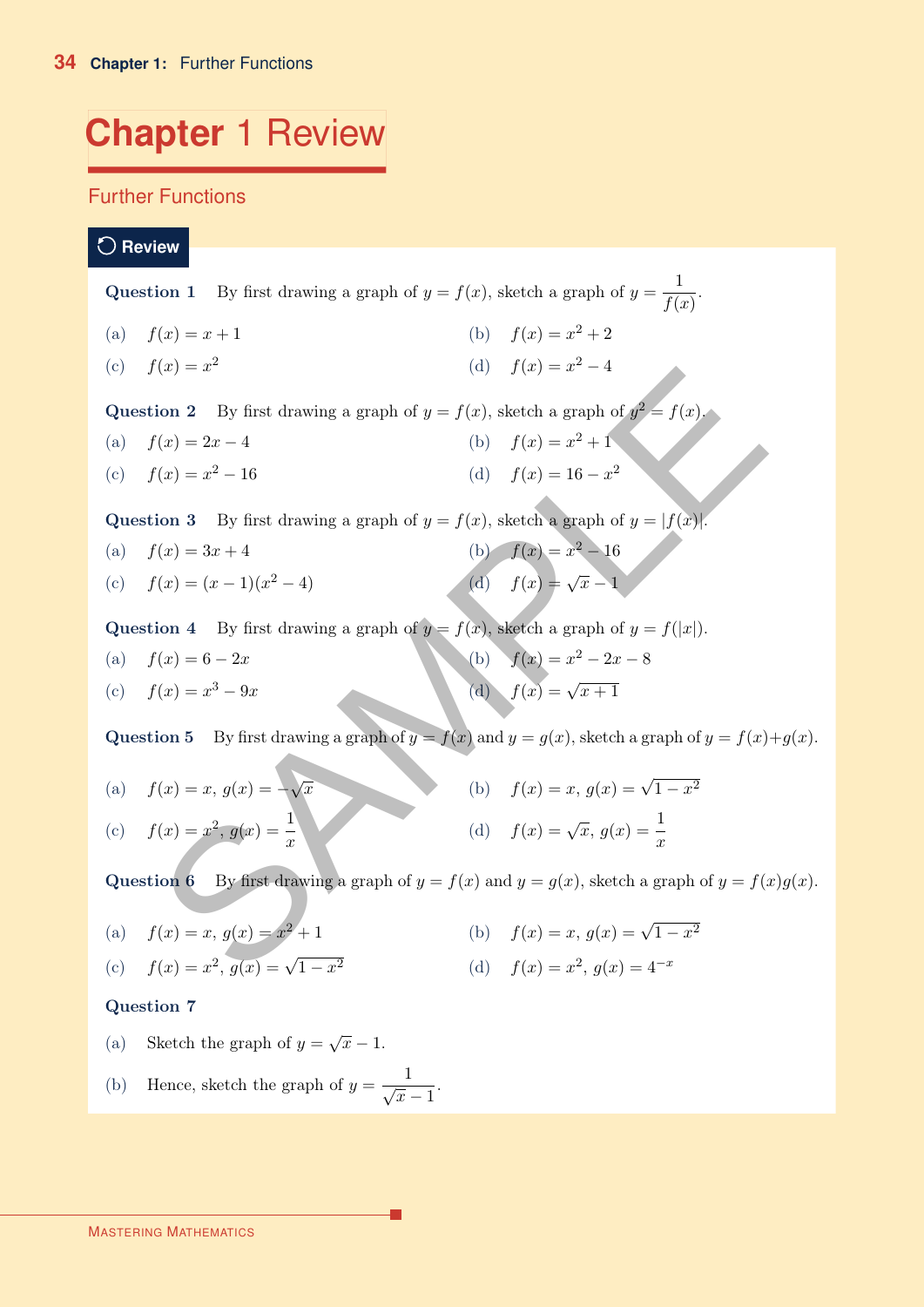# Chapter 1 Review

## Further Functions

### Review

**Question 1** By first drawing a graph of $y = f(x)$, sketch a graph of $y = \dfrac{1}{f(x)}$.

(a) $f(x) = x + 1$

(b) $f(x) = x^2 + 2$

(c) $f(x) = x^2$

(d) $f(x) = x^2 - 4$

**Question 2** By first drawing a graph of $y = f(x)$, sketch a graph of $y^2 = f(x)$.

(a) $f(x) = 2x - 4$

(b) $f(x) = x^2 + 1$

(c) $f(x) = x^2 - 16$

(d) $f(x) = 16 - x^2$

**Question 3** By first drawing a graph of $y = f(x)$, sketch a graph of $y = |f(x)|$.

(a) $f(x) = 3x + 4$

(b) $f(x) = x^2 - 16$

(c) $f(x) = (x - 1)(x^2 - 4)$

(d) $f(x) = \sqrt{x} - 1$

**Question 4** By first drawing a graph of $y = f(x)$, sketch a graph of $y = f(|x|)$.

(a) $f(x) = 6 - 2x$

(b) $f(x) = x^2 - 2x - 8$

(c) $f(x) = x^3 - 9x$

(d) $f(x) = \sqrt{x + 1}$

**Question 5** By first drawing a graph of $y = f(x)$ and $y = g(x)$, sketch a graph of $y = f(x) + g(x)$.

(a) $f(x) = x$, $g(x) = -\sqrt{x}$

(b) $f(x) = x$, $g(x) = \sqrt{1 - x^2}$

(c) $f(x) = x^2$, $g(x) = \dfrac{1}{x}$

(d) $f(x) = \sqrt{x}$, $g(x) = \dfrac{1}{x}$

**Question 6** By first drawing a graph of $y = f(x)$ and $y = g(x)$, sketch a graph of $y = f(x)g(x)$.

(a) $f(x) = x$, $g(x) = x^2 + 1$

(b) $f(x) = x$, $g(x) = \sqrt{1 - x^2}$

(c) $f(x) = x^2$, $g(x) = \sqrt{1 - x^2}$

(d) $f(x) = x^2$, $g(x) = 4^{-x}$

**Question 7**

(a) Sketch the graph of $y = \sqrt{x} - 1$.

(b) Hence, sketch the graph of $y = \dfrac{1}{\sqrt{x} - 1}$.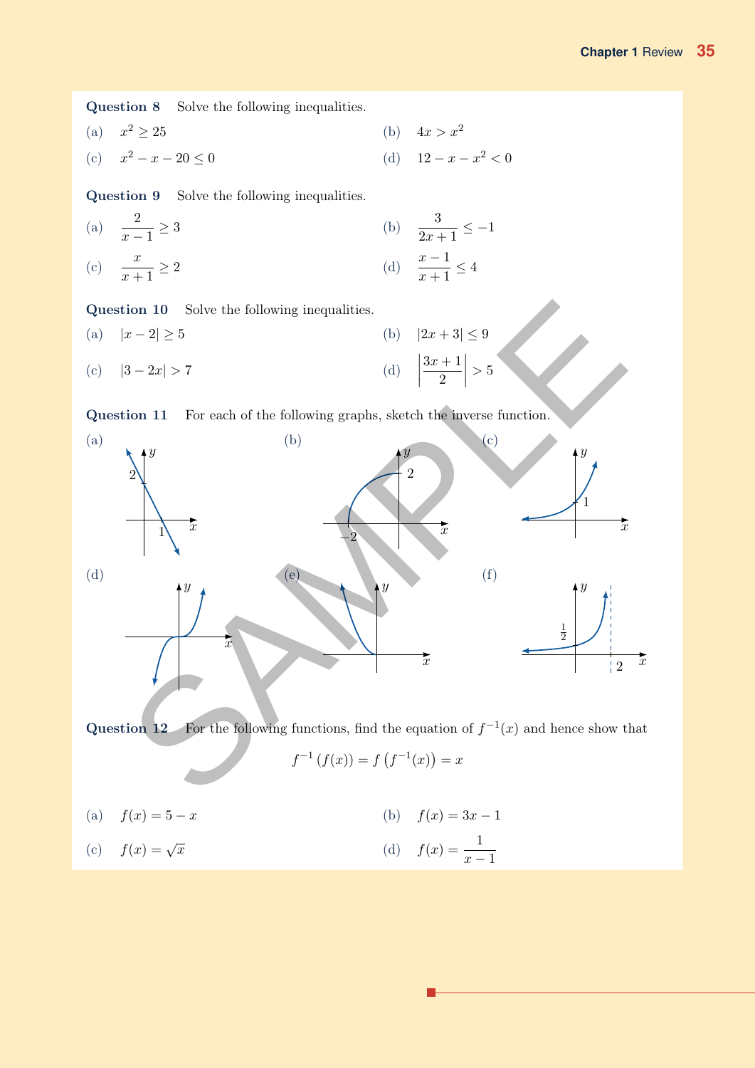**Question 8** Solve the following inequalities.

(a) $x^2 \geq 25$

(b) $4x > x^2$

(c) $x^2 - x - 20 \leq 0$

(d) $12 - x - x^2 < 0$

**Question 9** Solve the following inequalities.

(a) $\dfrac{2}{x-1} \geq 3$

(b) $\dfrac{3}{2x+1} \leq -1$

(c) $\dfrac{x}{x+1} \geq 2$

(d) $\dfrac{x-1}{x+1} \leq 4$

**Question 10** Solve the following inequalities.

(a) $|x-2| \geq 5$

(b) $|2x+3| \leq 9$

(c) $|3-2x| > 7$

(d) $\left|\dfrac{3x+1}{2}\right| > 5$

**Question 11** For each of the following graphs, sketch the inverse function.

(a)

(b)

(c)

(d)

(e)

(f)

**Question 12** For the following functions, find the equation of $f^{-1}(x)$ and hence show that

$$f^{-1}\left(f(x)\right) = f\left(f^{-1}(x)\right) = x$$

(a) $f(x) = 5 - x$

(b) $f(x) = 3x - 1$

(c) $f(x) = \sqrt{x}$

(d) $f(x) = \dfrac{1}{x-1}$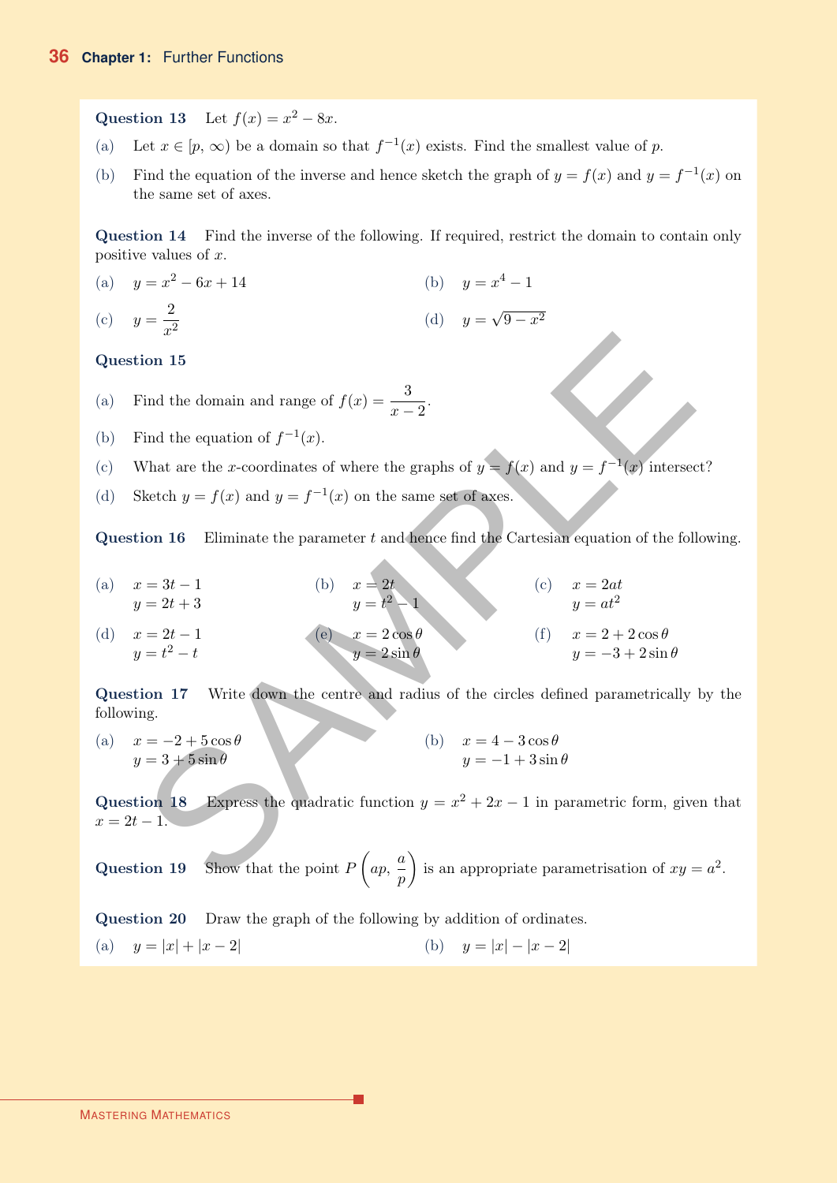**Question 13** Let $f(x) = x^2 - 8x$.

(a) Let $x \in [p, \infty)$ be a domain so that $f^{-1}(x)$ exists. Find the smallest value of $p$.

(b) Find the equation of the inverse and hence sketch the graph of $y = f(x)$ and $y = f^{-1}(x)$ on the same set of axes.

**Question 14** Find the inverse of the following. If required, restrict the domain to contain only positive values of $x$.

(a) $y = x^2 - 6x + 14$

(b) $y = x^4 - 1$

(c) $y = \dfrac{2}{x^2}$

(d) $y = \sqrt{9 - x^2}$

**Question 15**

(a) Find the domain and range of $f(x) = \dfrac{3}{x-2}$.

(b) Find the equation of $f^{-1}(x)$.

(c) What are the $x$-coordinates of where the graphs of $y = f(x)$ and $y = f^{-1}(x)$ intersect?

(d) Sketch $y = f(x)$ and $y = f^{-1}(x)$ on the same set of axes.

**Question 16** Eliminate the parameter $t$ and hence find the Cartesian equation of the following.

(a) $x = 3t - 1$
$y = 2t + 3$

(b) $x = 2t$
$y = t^2 - 1$

(c) $x = 2at$
$y = at^2$

(d) $x = 2t - 1$
$y = t^2 - t$

(e) $x = 2\cos\theta$
$y = 2\sin\theta$

(f) $x = 2 + 2\cos\theta$
$y = -3 + 2\sin\theta$

**Question 17** Write down the centre and radius of the circles defined parametrically by the following.

(a) $x = -2 + 5\cos\theta$
$y = 3 + 5\sin\theta$

(b) $x = 4 - 3\cos\theta$
$y = -1 + 3\sin\theta$

**Question 18** Express the quadratic function $y = x^2 + 2x - 1$ in parametric form, given that $x = 2t - 1$.

**Question 19** Show that the point $P\left(ap, \dfrac{a}{p}\right)$ is an appropriate parametrisation of $xy = a^2$.

**Question 20** Draw the graph of the following by addition of ordinates.

(a) $y = |x| + |x - 2|$

(b) $y = |x| - |x - 2|$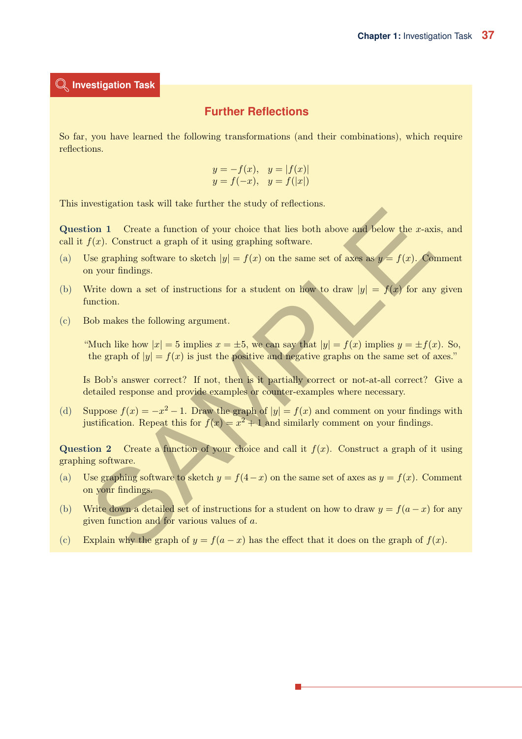## Investigation Task

### Further Reflections

So far, you have learned the following transformations (and their combinations), which require reflections.

$$y = -f(x), \quad y = |f(x)|$$
$$y = f(-x), \quad y = f(|x|)$$

This investigation task will take further the study of reflections.

**Question 1** Create a function of your choice that lies both above and below the $x$-axis, and call it $f(x)$. Construct a graph of it using graphing software.

(a) Use graphing software to sketch $|y| = f(x)$ on the same set of axes as $y = f(x)$. Comment on your findings.

(b) Write down a set of instructions for a student on how to draw $|y| = f(x)$ for any given function.

(c) Bob makes the following argument.

"Much like how $|x| = 5$ implies $x = \pm 5$, we can say that $|y| = f(x)$ implies $y = \pm f(x)$. So, the graph of $|y| = f(x)$ is just the positive and negative graphs on the same set of axes."

Is Bob's answer correct? If not, then is it partially correct or not-at-all correct? Give a detailed response and provide examples or counter-examples where necessary.

(d) Suppose $f(x) = -x^2 - 1$. Draw the graph of $|y| = f(x)$ and comment on your findings with justification. Repeat this for $f(x) = x^2 + 1$ and similarly comment on your findings.

**Question 2** Create a function of your choice and call it $f(x)$. Construct a graph of it using graphing software.

(a) Use graphing software to sketch $y = f(4 - x)$ on the same set of axes as $y = f(x)$. Comment on your findings.

(b) Write down a detailed set of instructions for a student on how to draw $y = f(a - x)$ for any given function and for various values of $a$.

(c) Explain why the graph of $y = f(a - x)$ has the effect that it does on the graph of $f(x)$.